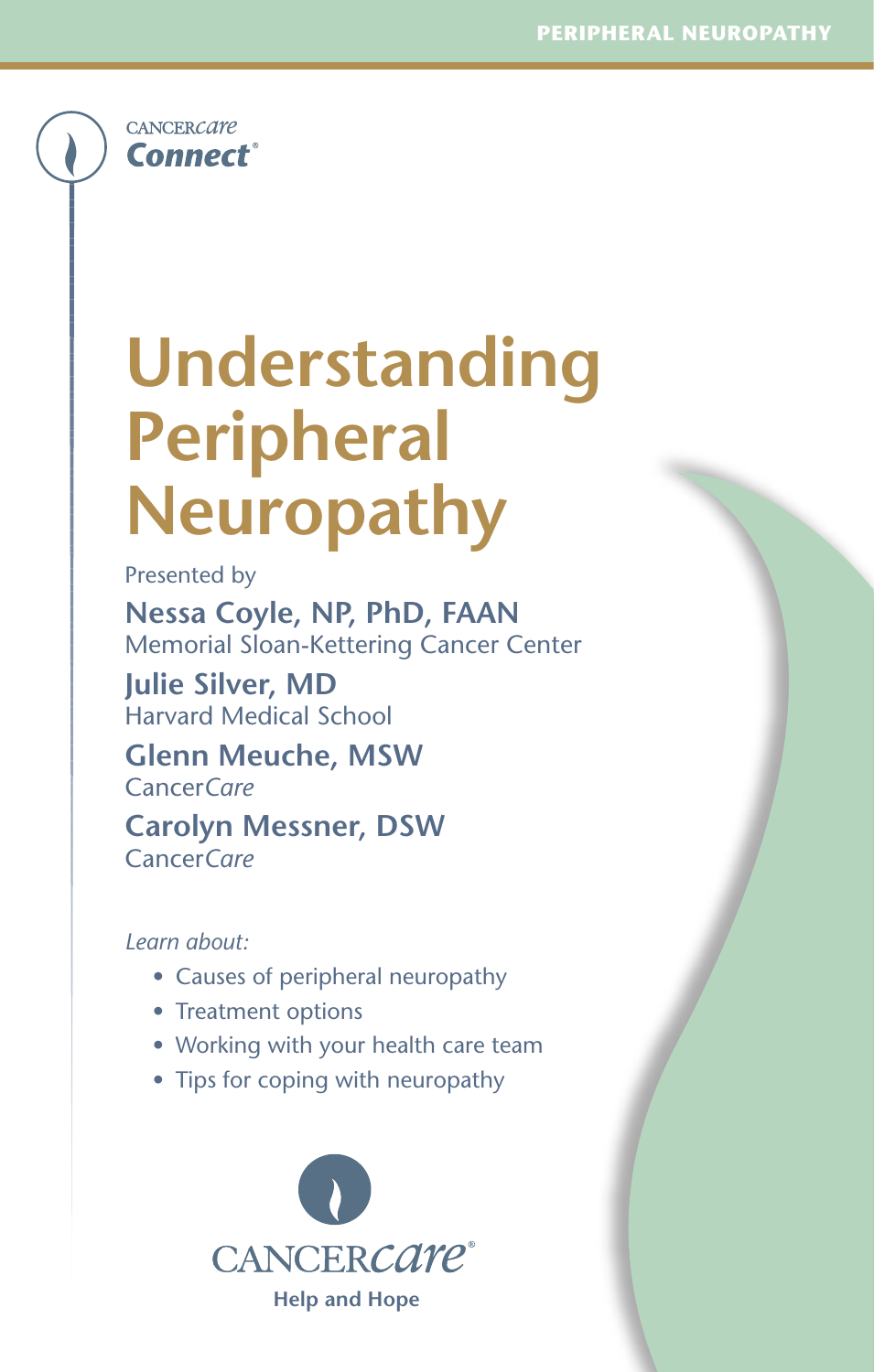CANCERcare Connect®

# Understanding Peripheral Neuropathy

Presented by

**Nessa Coyle, NP, PhD, FAAN**
Memorial Sloan-Kettering Cancer Center

**Julie Silver, MD**
Harvard Medical School

**Glenn Meuche, MSW**
Cancer*Care*

**Carolyn Messner, DSW**
Cancer*Care*

*Learn about:*

- Causes of peripheral neuropathy
- Treatment options
- Working with your health care team
- Tips for coping with neuropathy

CANCERcare®
**Help and Hope**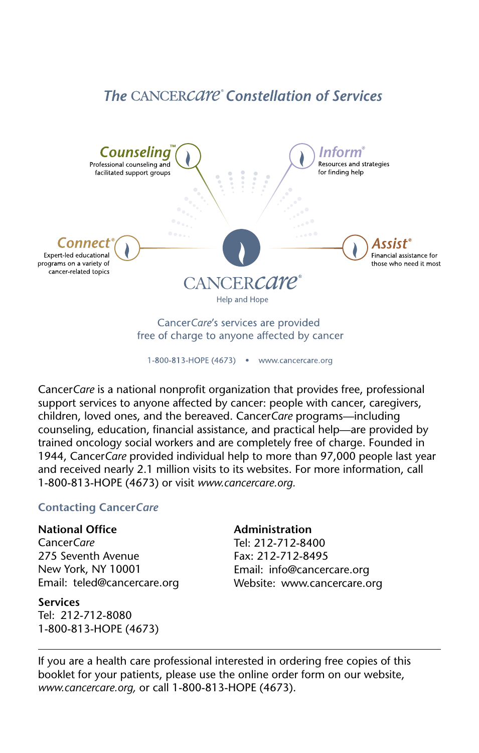## *The CancerCare® Constellation of Services*

**Counseling™**
Professional counseling and facilitated support groups

**Inform®**
Resources and strategies for finding help

**Connect®**
Expert-led educational programs on a variety of cancer-related topics

**Assist®**
Financial assistance for those who need it most

CANCER*care*®
Help and Hope

Cancer*Care*'s services are provided free of charge to anyone affected by cancer

1-800-813-HOPE (4673) • www.cancercare.org

Cancer*Care* is a national nonprofit organization that provides free, professional support services to anyone affected by cancer: people with cancer, caregivers, children, loved ones, and the bereaved. Cancer*Care* programs—including counseling, education, financial assistance, and practical help—are provided by trained oncology social workers and are completely free of charge. Founded in 1944, Cancer*Care* provided individual help to more than 97,000 people last year and received nearly 2.1 million visits to its websites. For more information, call 1-800-813-HOPE (4673) or visit *www.cancercare.org.*

### Contacting Cancer*Care*

**National Office**
Cancer*Care*
275 Seventh Avenue
New York, NY 10001
Email: teled@cancercare.org

**Services**
Tel: 212-712-8080
1-800-813-HOPE (4673)

**Administration**
Tel: 212-712-8400
Fax: 212-712-8495
Email: info@cancercare.org
Website: www.cancercare.org

---

If you are a health care professional interested in ordering free copies of this booklet for your patients, please use the online order form on our website, *www.cancercare.org,* or call 1-800-813-HOPE (4673).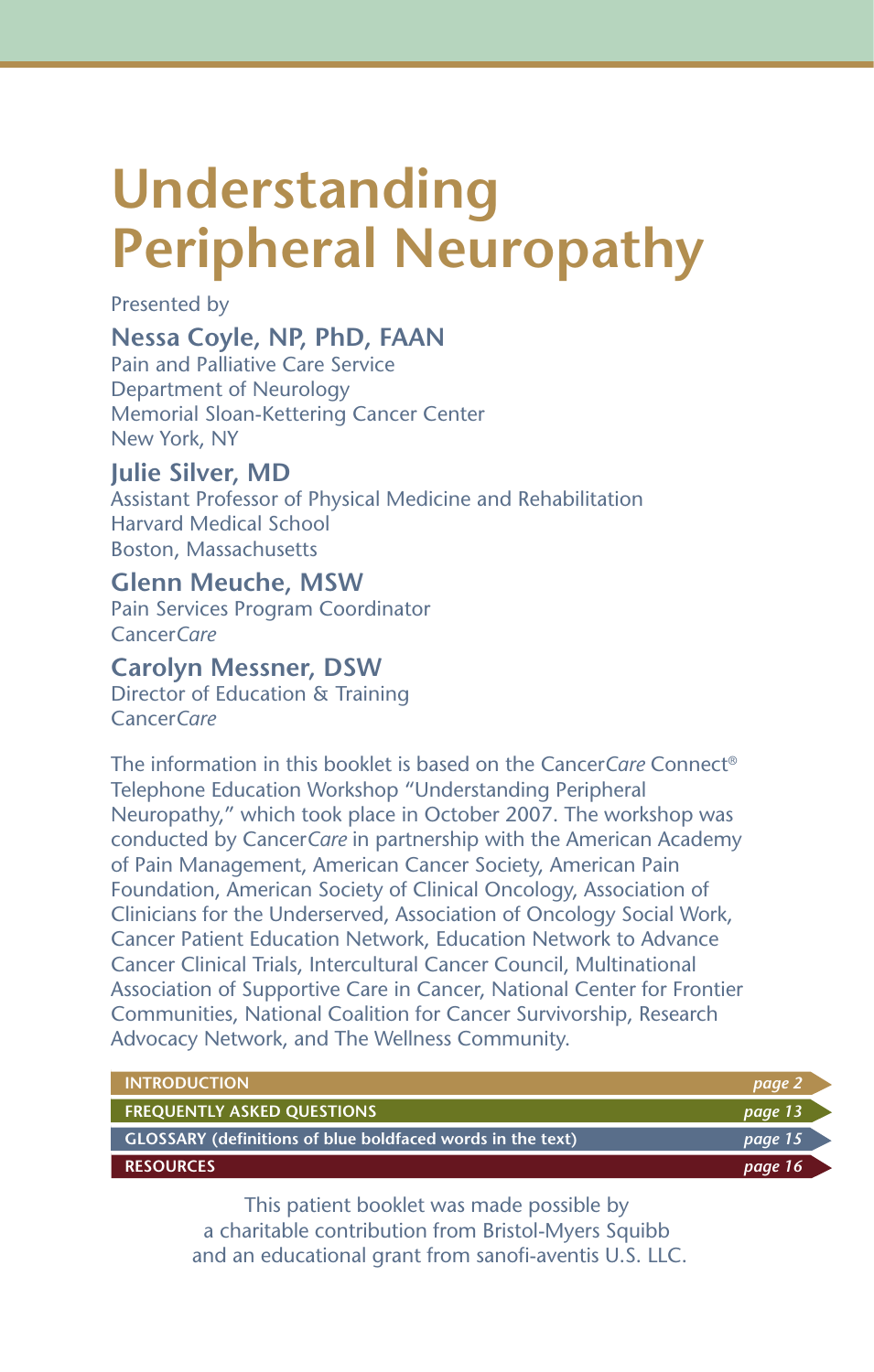# Understanding Peripheral Neuropathy

Presented by

**Nessa Coyle, NP, PhD, FAAN**
Pain and Palliative Care Service
Department of Neurology
Memorial Sloan-Kettering Cancer Center
New York, NY

**Julie Silver, MD**
Assistant Professor of Physical Medicine and Rehabilitation
Harvard Medical School
Boston, Massachusetts

**Glenn Meuche, MSW**
Pain Services Program Coordinator
Cancer*Care*

**Carolyn Messner, DSW**
Director of Education & Training
Cancer*Care*

The information in this booklet is based on the Cancer*Care* Connect® Telephone Education Workshop "Understanding Peripheral Neuropathy," which took place in October 2007. The workshop was conducted by Cancer*Care* in partnership with the American Academy of Pain Management, American Cancer Society, American Pain Foundation, American Society of Clinical Oncology, Association of Clinicians for the Underserved, Association of Oncology Social Work, Cancer Patient Education Network, Education Network to Advance Cancer Clinical Trials, Intercultural Cancer Council, Multinational Association of Supportive Care in Cancer, National Center for Frontier Communities, National Coalition for Cancer Survivorship, Research Advocacy Network, and The Wellness Community.

| | |
|---|---|
| **INTRODUCTION** | *page 2* |
| **FREQUENTLY ASKED QUESTIONS** | *page 13* |
| **GLOSSARY (definitions of blue boldfaced words in the text)** | *page 15* |
| **RESOURCES** | *page 16* |

This patient booklet was made possible by
a charitable contribution from Bristol-Myers Squibb
and an educational grant from sanofi-aventis U.S. LLC.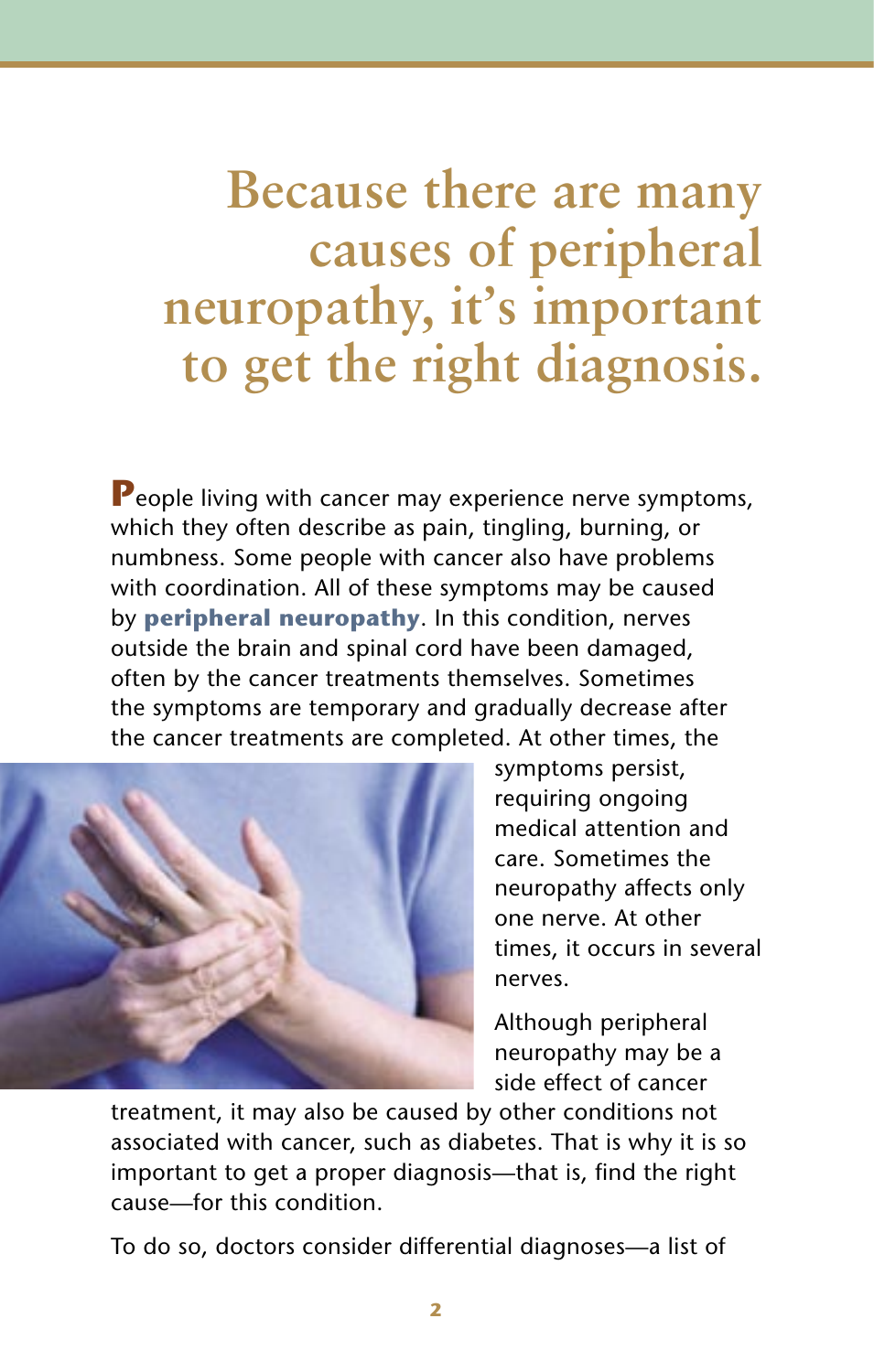# Because there are many causes of peripheral neuropathy, it's important to get the right diagnosis.

People living with cancer may experience nerve symptoms, which they often describe as pain, tingling, burning, or numbness. Some people with cancer also have problems with coordination. All of these symptoms may be caused by **peripheral neuropathy**. In this condition, nerves outside the brain and spinal cord have been damaged, often by the cancer treatments themselves. Sometimes the symptoms are temporary and gradually decrease after the cancer treatments are completed. At other times, the symptoms persist, requiring ongoing medical attention and care. Sometimes the neuropathy affects only one nerve. At other times, it occurs in several nerves.

Although peripheral neuropathy may be a side effect of cancer treatment, it may also be caused by other conditions not associated with cancer, such as diabetes. That is why it is so important to get a proper diagnosis—that is, find the right cause—for this condition.

To do so, doctors consider differential diagnoses—a list of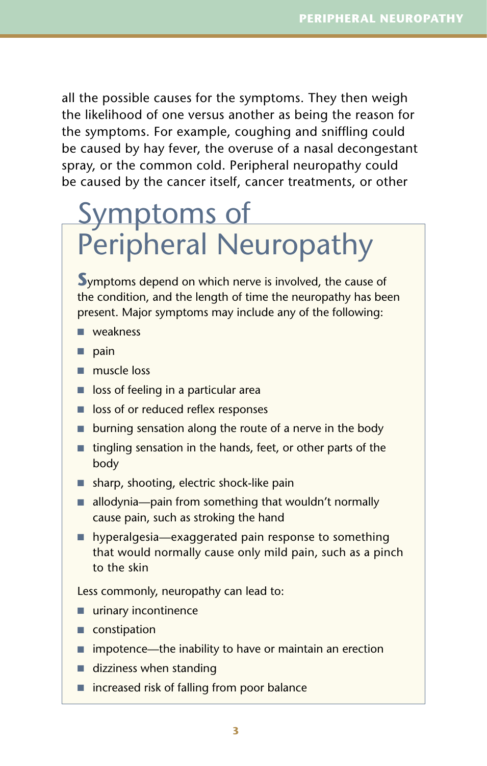all the possible causes for the symptoms. They then weigh the likelihood of one versus another as being the reason for the symptoms. For example, coughing and sniffling could be caused by hay fever, the overuse of a nasal decongestant spray, or the common cold. Peripheral neuropathy could be caused by the cancer itself, cancer treatments, or other

## Symptoms of Peripheral Neuropathy

Symptoms depend on which nerve is involved, the cause of the condition, and the length of time the neuropathy has been present. Major symptoms may include any of the following:

- weakness
- pain
- muscle loss
- loss of feeling in a particular area
- loss of or reduced reflex responses
- burning sensation along the route of a nerve in the body
- tingling sensation in the hands, feet, or other parts of the body
- sharp, shooting, electric shock-like pain
- allodynia—pain from something that wouldn't normally cause pain, such as stroking the hand
- hyperalgesia—exaggerated pain response to something that would normally cause only mild pain, such as a pinch to the skin

Less commonly, neuropathy can lead to:

- urinary incontinence
- constipation
- impotence—the inability to have or maintain an erection
- dizziness when standing
- increased risk of falling from poor balance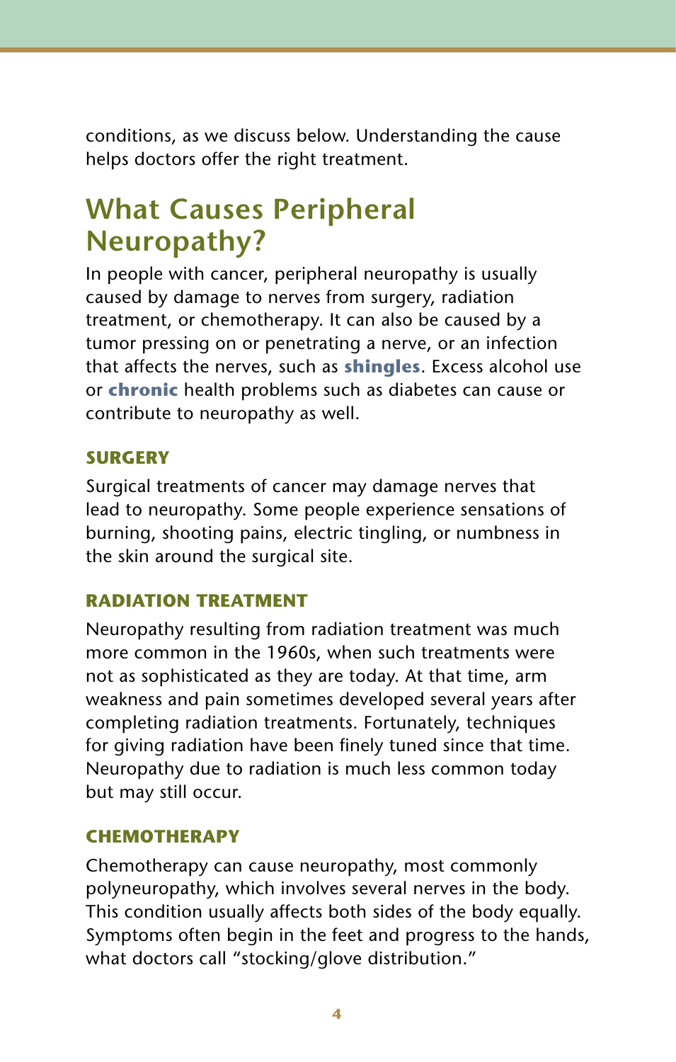conditions, as we discuss below. Understanding the cause helps doctors offer the right treatment.

## What Causes Peripheral Neuropathy?

In people with cancer, peripheral neuropathy is usually caused by damage to nerves from surgery, radiation treatment, or chemotherapy. It can also be caused by a tumor pressing on or penetrating a nerve, or an infection that affects the nerves, such as **shingles**. Excess alcohol use or **chronic** health problems such as diabetes can cause or contribute to neuropathy as well.

### SURGERY

Surgical treatments of cancer may damage nerves that lead to neuropathy. Some people experience sensations of burning, shooting pains, electric tingling, or numbness in the skin around the surgical site.

### RADIATION TREATMENT

Neuropathy resulting from radiation treatment was much more common in the 1960s, when such treatments were not as sophisticated as they are today. At that time, arm weakness and pain sometimes developed several years after completing radiation treatments. Fortunately, techniques for giving radiation have been finely tuned since that time. Neuropathy due to radiation is much less common today but may still occur.

### CHEMOTHERAPY

Chemotherapy can cause neuropathy, most commonly polyneuropathy, which involves several nerves in the body. This condition usually affects both sides of the body equally. Symptoms often begin in the feet and progress to the hands, what doctors call "stocking/glove distribution."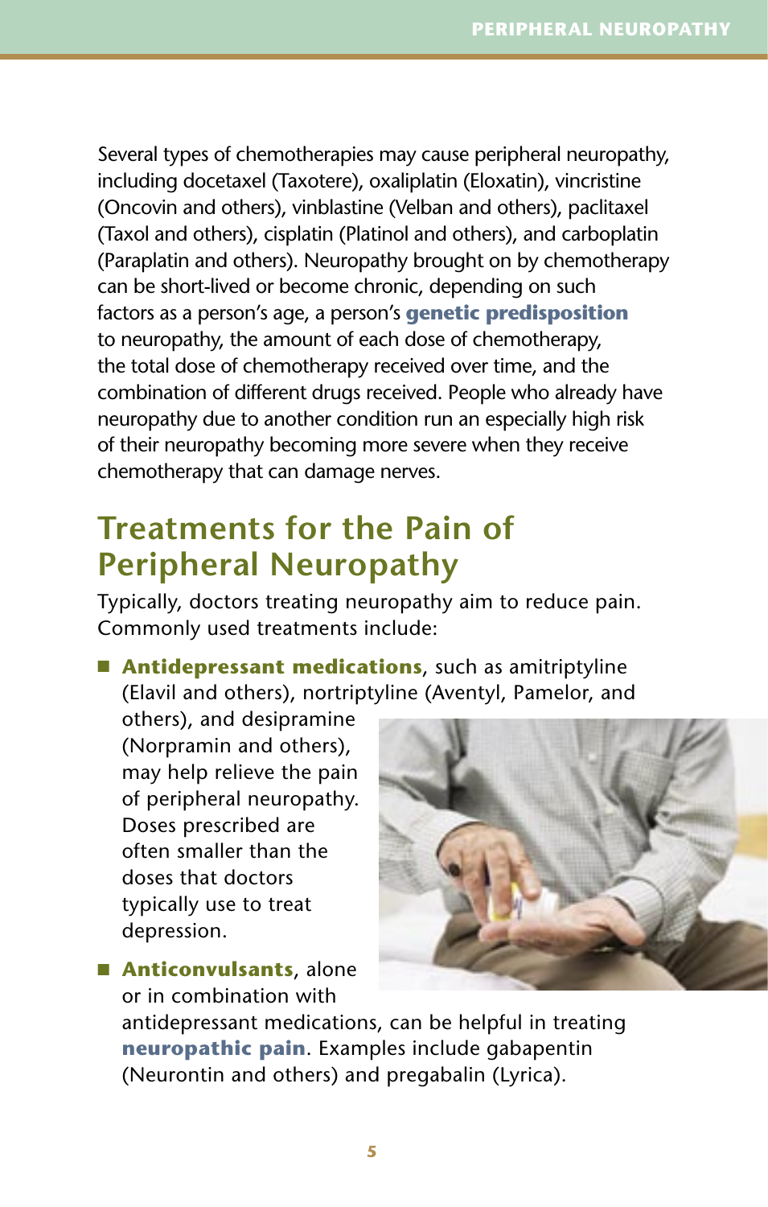Several types of chemotherapies may cause peripheral neuropathy, including docetaxel (Taxotere), oxaliplatin (Eloxatin), vincristine (Oncovin and others), vinblastine (Velban and others), paclitaxel (Taxol and others), cisplatin (Platinol and others), and carboplatin (Paraplatin and others). Neuropathy brought on by chemotherapy can be short-lived or become chronic, depending on such factors as a person's age, a person's **genetic predisposition** to neuropathy, the amount of each dose of chemotherapy, the total dose of chemotherapy received over time, and the combination of different drugs received. People who already have neuropathy due to another condition run an especially high risk of their neuropathy becoming more severe when they receive chemotherapy that can damage nerves.

## Treatments for the Pain of Peripheral Neuropathy

Typically, doctors treating neuropathy aim to reduce pain. Commonly used treatments include:

- **Antidepressant medications**, such as amitriptyline (Elavil and others), nortriptyline (Aventyl, Pamelor, and others), and desipramine (Norpramin and others), may help relieve the pain of peripheral neuropathy. Doses prescribed are often smaller than the doses that doctors typically use to treat depression.
- **Anticonvulsants**, alone or in combination with antidepressant medications, can be helpful in treating **neuropathic pain**. Examples include gabapentin (Neurontin and others) and pregabalin (Lyrica).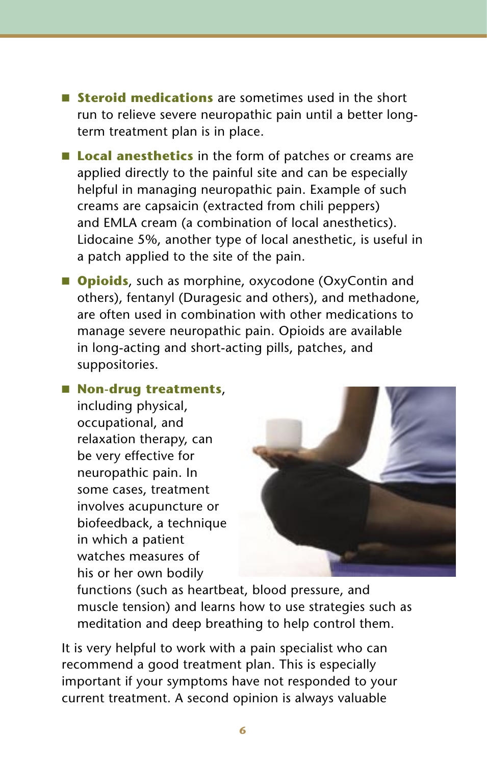- **Steroid medications** are sometimes used in the short run to relieve severe neuropathic pain until a better long-term treatment plan is in place.
- **Local anesthetics** in the form of patches or creams are applied directly to the painful site and can be especially helpful in managing neuropathic pain. Example of such creams are capsaicin (extracted from chili peppers) and EMLA cream (a combination of local anesthetics). Lidocaine 5%, another type of local anesthetic, is useful in a patch applied to the site of the pain.
- **Opioids**, such as morphine, oxycodone (OxyContin and others), fentanyl (Duragesic and others), and methadone, are often used in combination with other medications to manage severe neuropathic pain. Opioids are available in long-acting and short-acting pills, patches, and suppositories.
- **Non-drug treatments**, including physical, occupational, and relaxation therapy, can be very effective for neuropathic pain. In some cases, treatment involves acupuncture or biofeedback, a technique in which a patient watches measures of his or her own bodily functions (such as heartbeat, blood pressure, and muscle tension) and learns how to use strategies such as meditation and deep breathing to help control them.

It is very helpful to work with a pain specialist who can recommend a good treatment plan. This is especially important if your symptoms have not responded to your current treatment. A second opinion is always valuable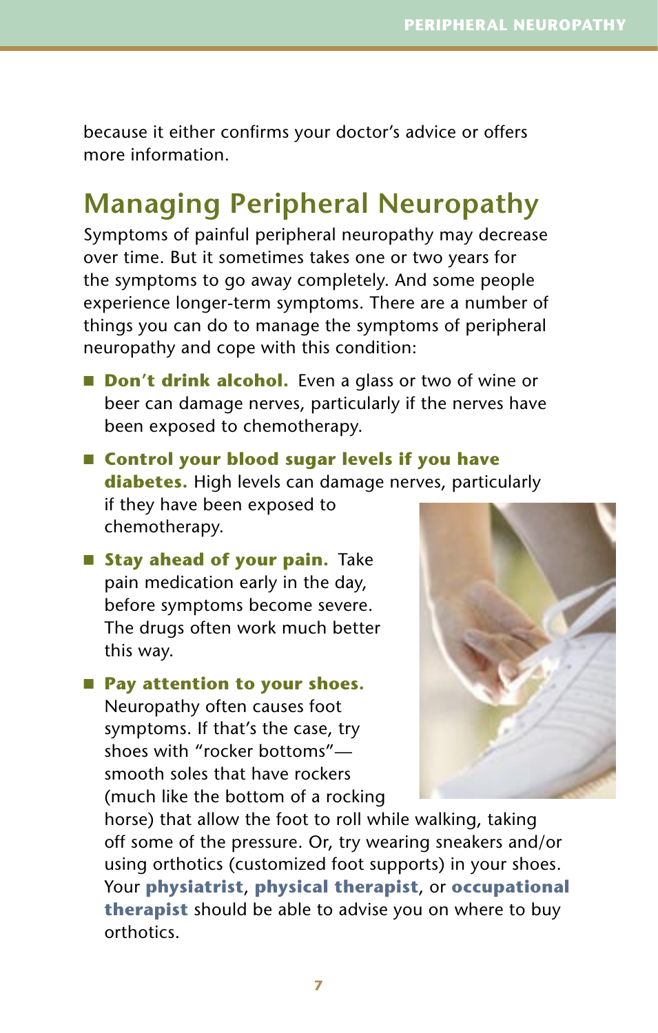because it either confirms your doctor's advice or offers more information.

## Managing Peripheral Neuropathy

Symptoms of painful peripheral neuropathy may decrease over time. But it sometimes takes one or two years for the symptoms to go away completely. And some people experience longer-term symptoms. There are a number of things you can do to manage the symptoms of peripheral neuropathy and cope with this condition:

- **Don't drink alcohol.** Even a glass or two of wine or beer can damage nerves, particularly if the nerves have been exposed to chemotherapy.
- **Control your blood sugar levels if you have diabetes.** High levels can damage nerves, particularly if they have been exposed to chemotherapy.
- **Stay ahead of your pain.** Take pain medication early in the day, before symptoms become severe. The drugs often work much better this way.
- **Pay attention to your shoes.** Neuropathy often causes foot symptoms. If that's the case, try shoes with "rocker bottoms"—smooth soles that have rockers (much like the bottom of a rocking horse) that allow the foot to roll while walking, taking off some of the pressure. Or, try wearing sneakers and/or using orthotics (customized foot supports) in your shoes. Your **physiatrist**, **physical therapist**, or **occupational therapist** should be able to advise you on where to buy orthotics.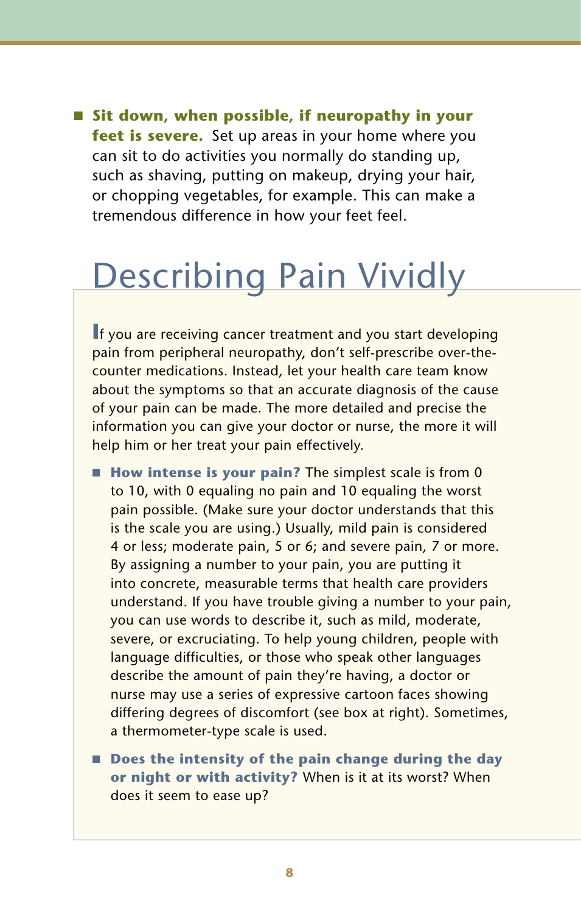- **Sit down, when possible, if neuropathy in your feet is severe.** Set up areas in your home where you can sit to do activities you normally do standing up, such as shaving, putting on makeup, drying your hair, or chopping vegetables, for example. This can make a tremendous difference in how your feet feel.

# Describing Pain Vividly

If you are receiving cancer treatment and you start developing pain from peripheral neuropathy, don't self-prescribe over-the-counter medications. Instead, let your health care team know about the symptoms so that an accurate diagnosis of the cause of your pain can be made. The more detailed and precise the information you can give your doctor or nurse, the more it will help him or her treat your pain effectively.

- **How intense is your pain?** The simplest scale is from 0 to 10, with 0 equaling no pain and 10 equaling the worst pain possible. (Make sure your doctor understands that this is the scale you are using.) Usually, mild pain is considered 4 or less; moderate pain, 5 or 6; and severe pain, 7 or more. By assigning a number to your pain, you are putting it into concrete, measurable terms that health care providers understand. If you have trouble giving a number to your pain, you can use words to describe it, such as mild, moderate, severe, or excruciating. To help young children, people with language difficulties, or those who speak other languages describe the amount of pain they're having, a doctor or nurse may use a series of expressive cartoon faces showing differing degrees of discomfort (see box at right). Sometimes, a thermometer-type scale is used.

- **Does the intensity of the pain change during the day or night or with activity?** When is it at its worst? When does it seem to ease up?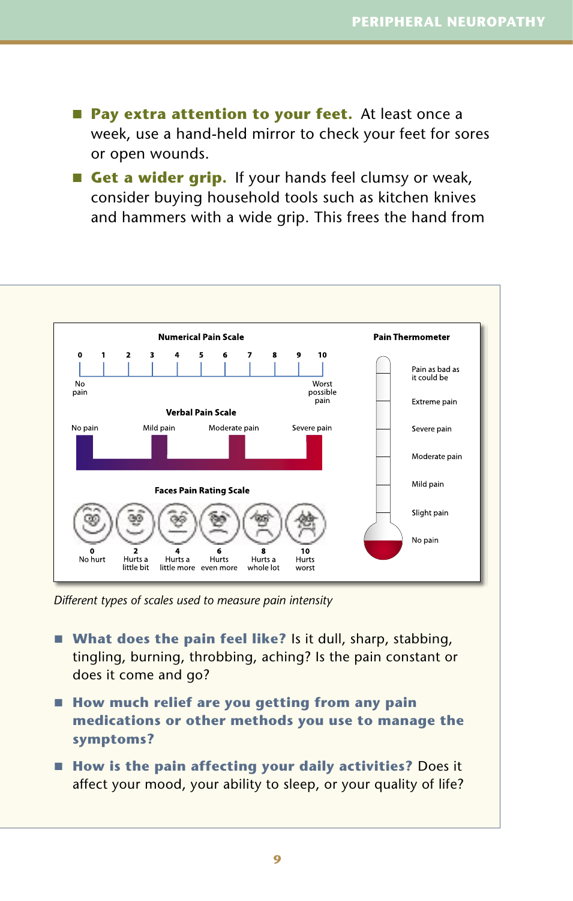- **Pay extra attention to your feet.** At least once a week, use a hand-held mirror to check your feet for sores or open wounds.
- **Get a wider grip.** If your hands feel clumsy or weak, consider buying household tools such as kitchen knives and hammers with a wide grip. This frees the hand from

**Numerical Pain Scale**

0 1 2 3 4 5 6 7 8 9 10

No pain — Worst possible pain

**Verbal Pain Scale**

No pain — Mild pain — Moderate pain — Severe pain

**Faces Pain Rating Scale**

| 0 | 2 | 4 | 6 | 8 | 10 |
|---|---|---|---|---|---|
| No hurt | Hurts a little bit | Hurts a little more | Hurts even more | Hurts a whole lot | Hurts worst |

**Pain Thermometer**

- Pain as bad as it could be
- Extreme pain
- Severe pain
- Moderate pain
- Mild pain
- Slight pain
- No pain

*Different types of scales used to measure pain intensity*

- **What does the pain feel like?** Is it dull, sharp, stabbing, tingling, burning, throbbing, aching? Is the pain constant or does it come and go?
- **How much relief are you getting from any pain medications or other methods you use to manage the symptoms?**
- **How is the pain affecting your daily activities?** Does it affect your mood, your ability to sleep, or your quality of life?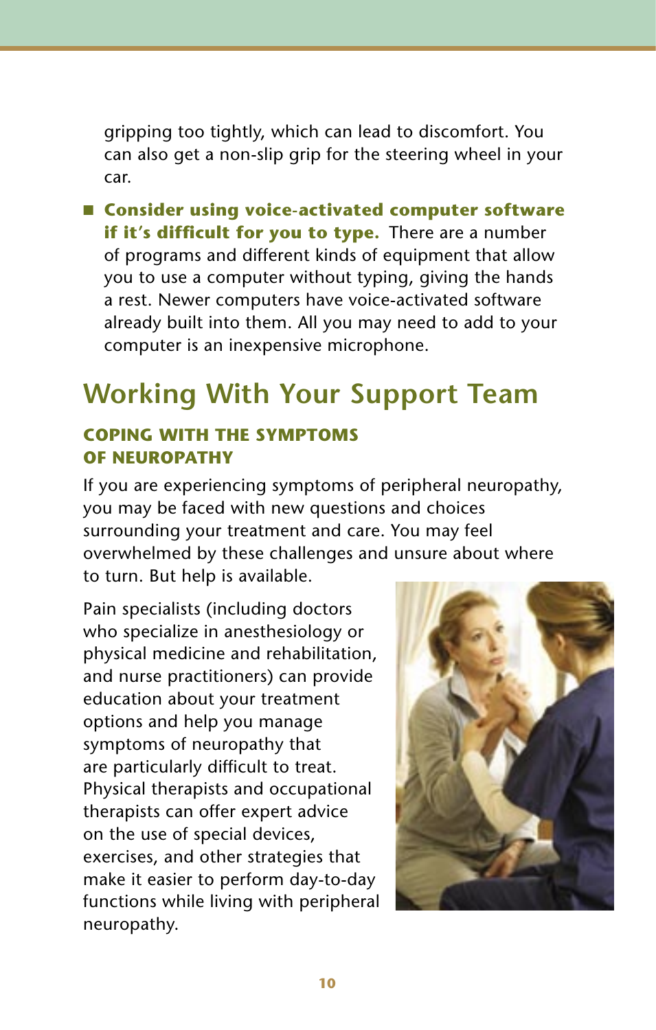gripping too tightly, which can lead to discomfort. You can also get a non-slip grip for the steering wheel in your car.

- **Consider using voice-activated computer software if it's difficult for you to type.** There are a number of programs and different kinds of equipment that allow you to use a computer without typing, giving the hands a rest. Newer computers have voice-activated software already built into them. All you may need to add to your computer is an inexpensive microphone.

## Working With Your Support Team

### COPING WITH THE SYMPTOMS OF NEUROPATHY

If you are experiencing symptoms of peripheral neuropathy, you may be faced with new questions and choices surrounding your treatment and care. You may feel overwhelmed by these challenges and unsure about where to turn. But help is available.

Pain specialists (including doctors who specialize in anesthesiology or physical medicine and rehabilitation, and nurse practitioners) can provide education about your treatment options and help you manage symptoms of neuropathy that are particularly difficult to treat. Physical therapists and occupational therapists can offer expert advice on the use of special devices, exercises, and other strategies that make it easier to perform day-to-day functions while living with peripheral neuropathy.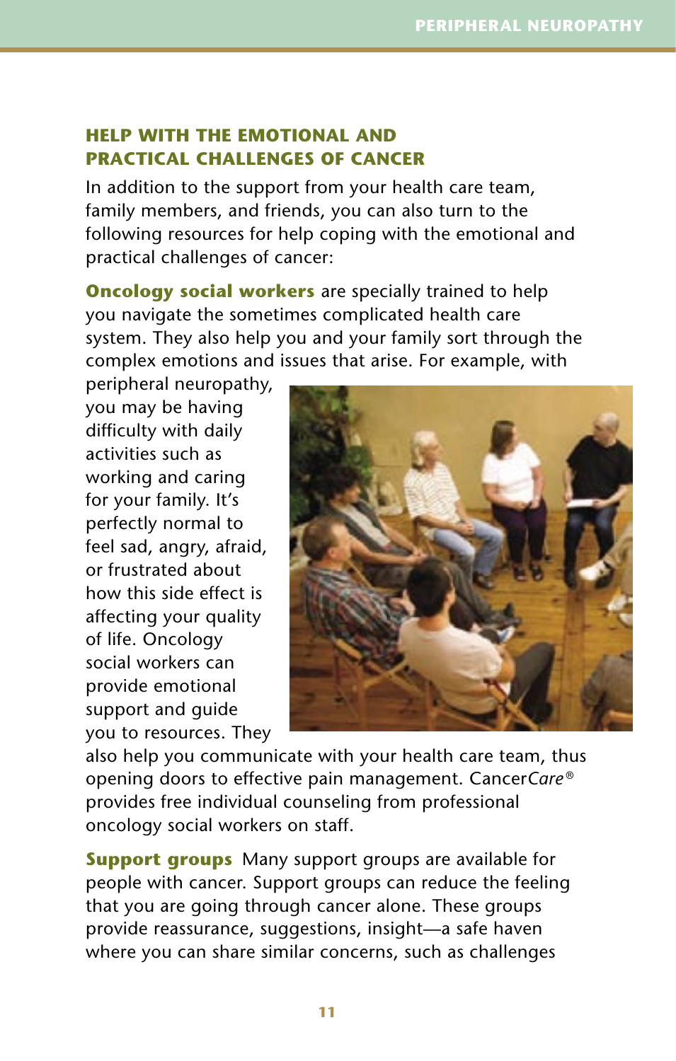## HELP WITH THE EMOTIONAL AND PRACTICAL CHALLENGES OF CANCER

In addition to the support from your health care team, family members, and friends, you can also turn to the following resources for help coping with the emotional and practical challenges of cancer:

**Oncology social workers** are specially trained to help you navigate the sometimes complicated health care system. They also help you and your family sort through the complex emotions and issues that arise. For example, with peripheral neuropathy, you may be having difficulty with daily activities such as working and caring for your family. It's perfectly normal to feel sad, angry, afraid, or frustrated about how this side effect is affecting your quality of life. Oncology social workers can provide emotional support and guide you to resources. They also help you communicate with your health care team, thus opening doors to effective pain management. Cancer*Care*® provides free individual counseling from professional oncology social workers on staff.

**Support groups** Many support groups are available for people with cancer. Support groups can reduce the feeling that you are going through cancer alone. These groups provide reassurance, suggestions, insight—a safe haven where you can share similar concerns, such as challenges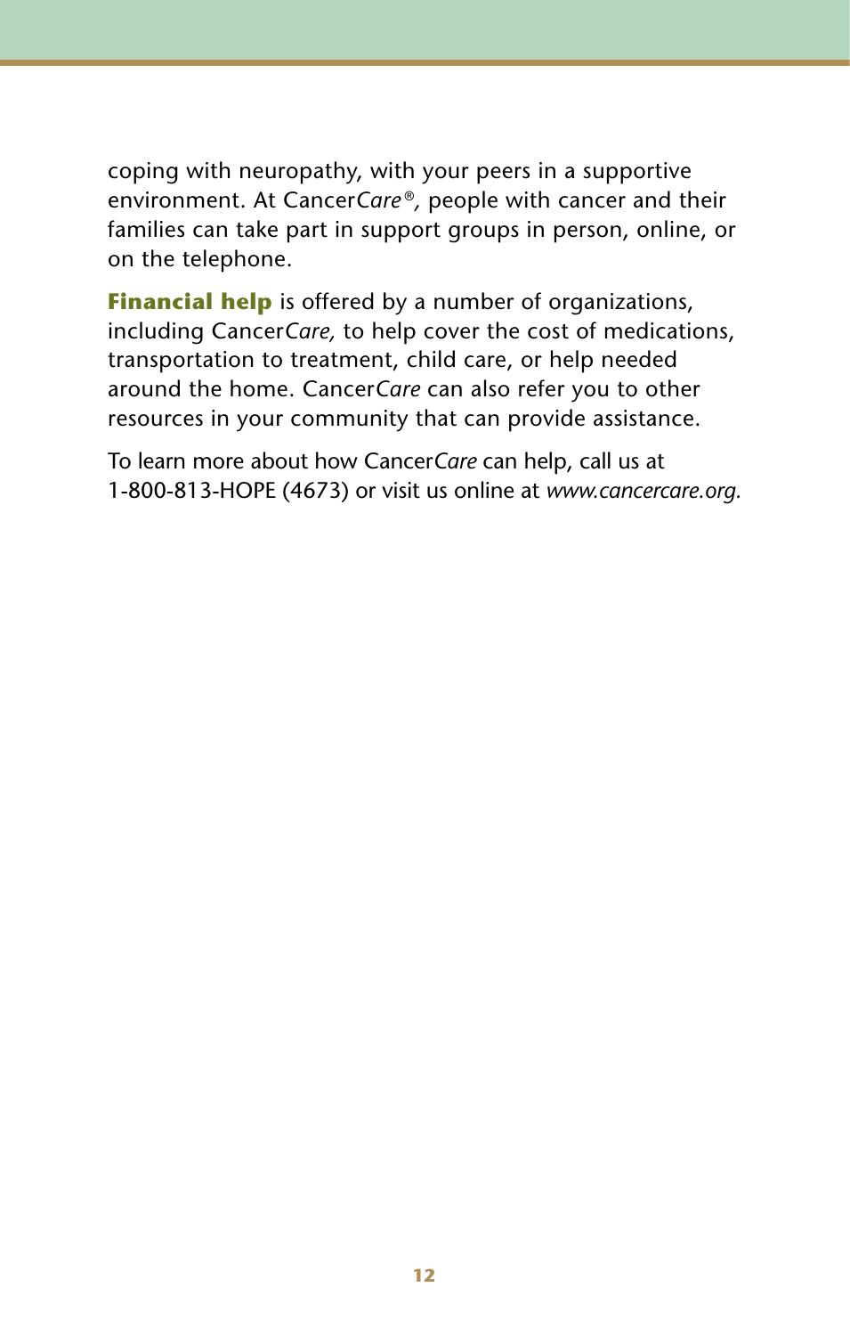coping with neuropathy, with your peers in a supportive environment. At Cancer*Care®*, people with cancer and their families can take part in support groups in person, online, or on the telephone.

**Financial help** is offered by a number of organizations, including Cancer*Care*, to help cover the cost of medications, transportation to treatment, child care, or help needed around the home. Cancer*Care* can also refer you to other resources in your community that can provide assistance.

To learn more about how Cancer*Care* can help, call us at 1-800-813-HOPE (4673) or visit us online at *www.cancercare.org.*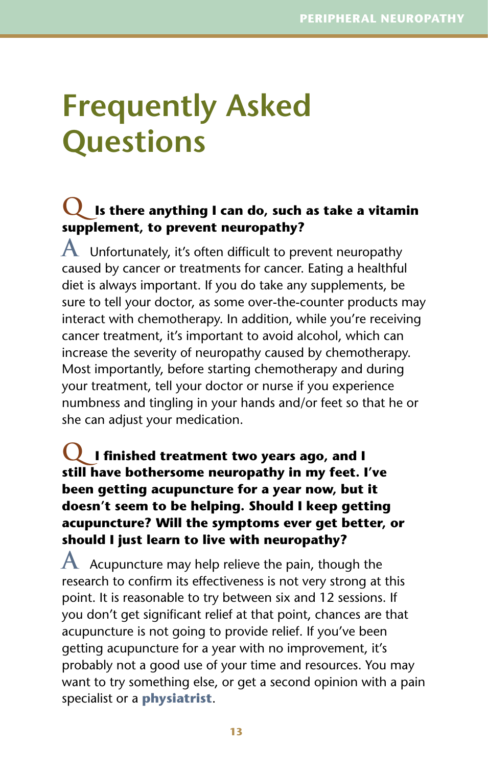# Frequently Asked Questions

**Q Is there anything I can do, such as take a vitamin supplement, to prevent neuropathy?**

**A** Unfortunately, it's often difficult to prevent neuropathy caused by cancer or treatments for cancer. Eating a healthful diet is always important. If you do take any supplements, be sure to tell your doctor, as some over-the-counter products may interact with chemotherapy. In addition, while you're receiving cancer treatment, it's important to avoid alcohol, which can increase the severity of neuropathy caused by chemotherapy. Most importantly, before starting chemotherapy and during your treatment, tell your doctor or nurse if you experience numbness and tingling in your hands and/or feet so that he or she can adjust your medication.

**Q I finished treatment two years ago, and I still have bothersome neuropathy in my feet. I've been getting acupuncture for a year now, but it doesn't seem to be helping. Should I keep getting acupuncture? Will the symptoms ever get better, or should I just learn to live with neuropathy?**

**A** Acupuncture may help relieve the pain, though the research to confirm its effectiveness is not very strong at this point. It is reasonable to try between six and 12 sessions. If you don't get significant relief at that point, chances are that acupuncture is not going to provide relief. If you've been getting acupuncture for a year with no improvement, it's probably not a good use of your time and resources. You may want to try something else, or get a second opinion with a pain specialist or a **physiatrist**.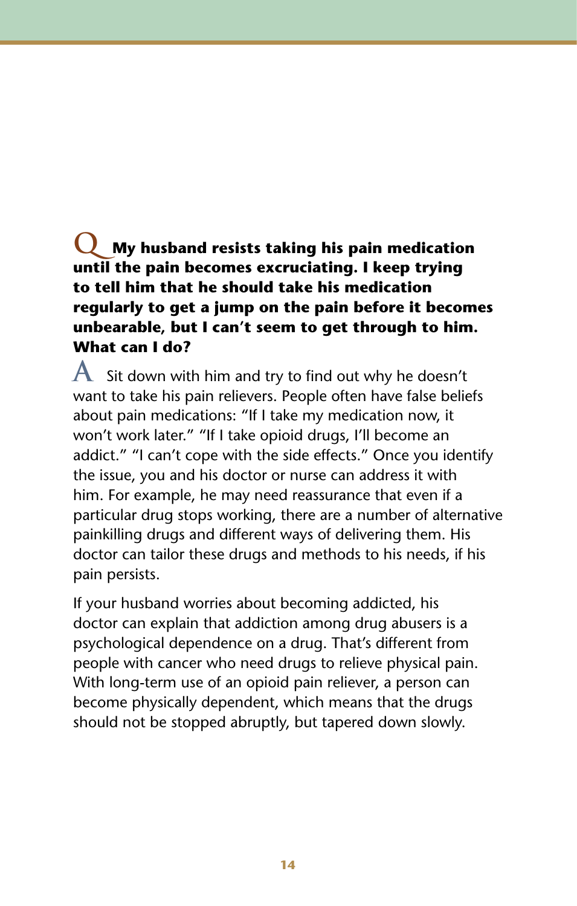**Q** **My husband resists taking his pain medication until the pain becomes excruciating. I keep trying to tell him that he should take his medication regularly to get a jump on the pain before it becomes unbearable, but I can't seem to get through to him. What can I do?**

**A** Sit down with him and try to find out why he doesn't want to take his pain relievers. People often have false beliefs about pain medications: "If I take my medication now, it won't work later." "If I take opioid drugs, I'll become an addict." "I can't cope with the side effects." Once you identify the issue, you and his doctor or nurse can address it with him. For example, he may need reassurance that even if a particular drug stops working, there are a number of alternative painkilling drugs and different ways of delivering them. His doctor can tailor these drugs and methods to his needs, if his pain persists.

If your husband worries about becoming addicted, his doctor can explain that addiction among drug abusers is a psychological dependence on a drug. That's different from people with cancer who need drugs to relieve physical pain. With long-term use of an opioid pain reliever, a person can become physically dependent, which means that the drugs should not be stopped abruptly, but tapered down slowly.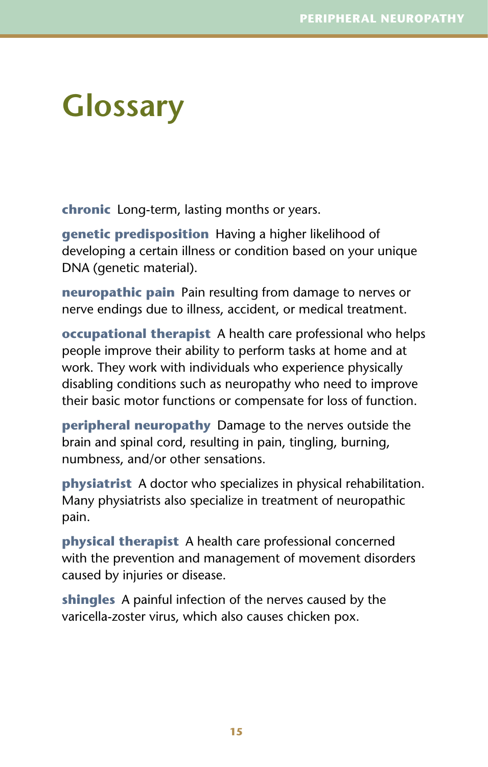# Glossary

**chronic** Long-term, lasting months or years.

**genetic predisposition** Having a higher likelihood of developing a certain illness or condition based on your unique DNA (genetic material).

**neuropathic pain** Pain resulting from damage to nerves or nerve endings due to illness, accident, or medical treatment.

**occupational therapist** A health care professional who helps people improve their ability to perform tasks at home and at work. They work with individuals who experience physically disabling conditions such as neuropathy who need to improve their basic motor functions or compensate for loss of function.

**peripheral neuropathy** Damage to the nerves outside the brain and spinal cord, resulting in pain, tingling, burning, numbness, and/or other sensations.

**physiatrist** A doctor who specializes in physical rehabilitation. Many physiatrists also specialize in treatment of neuropathic pain.

**physical therapist** A health care professional concerned with the prevention and management of movement disorders caused by injuries or disease.

**shingles** A painful infection of the nerves caused by the varicella-zoster virus, which also causes chicken pox.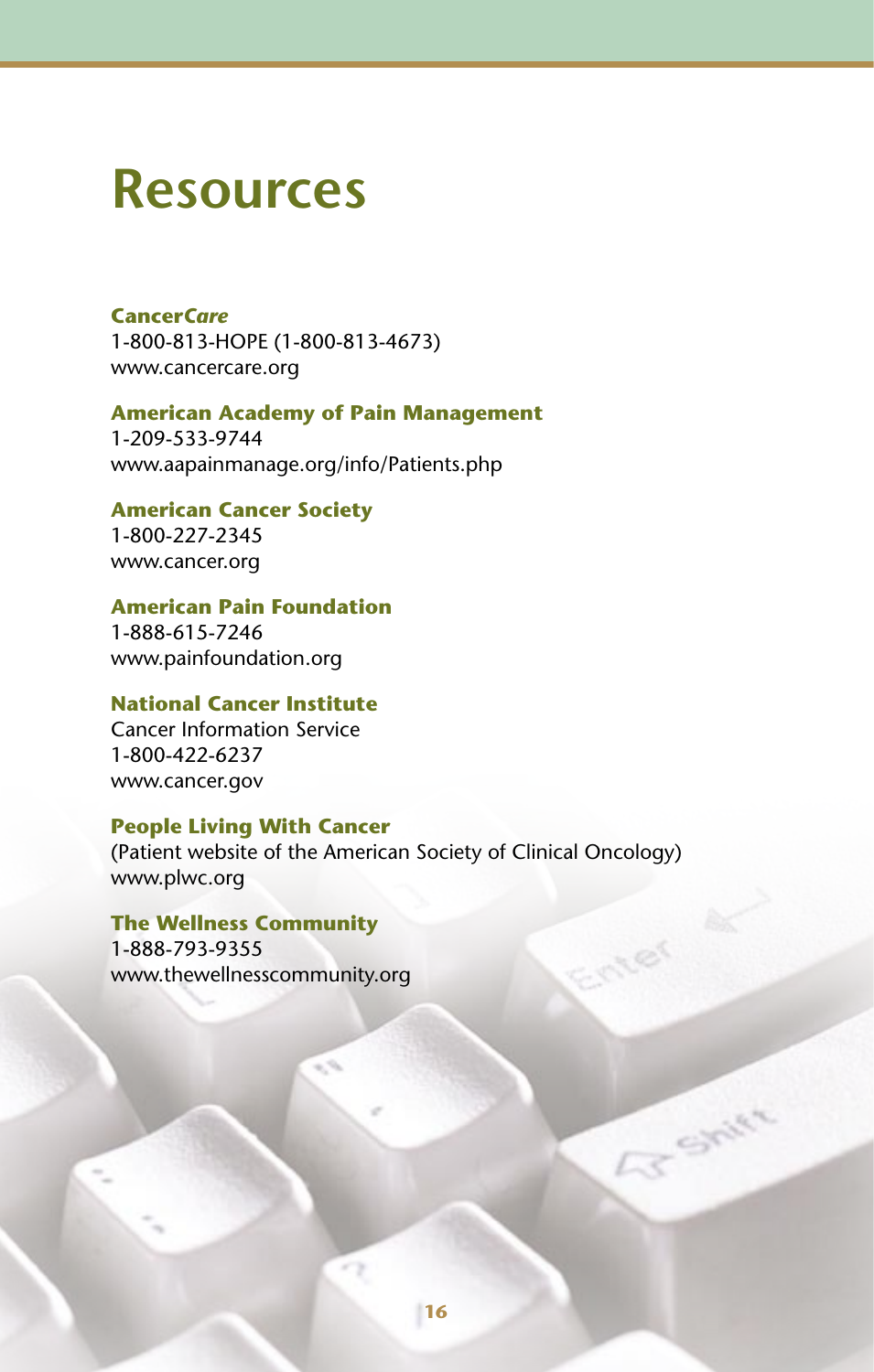# Resources

**Cancer*Care***
1-800-813-HOPE (1-800-813-4673)
www.cancercare.org

**American Academy of Pain Management**
1-209-533-9744
www.aapainmanage.org/info/Patients.php

**American Cancer Society**
1-800-227-2345
www.cancer.org

**American Pain Foundation**
1-888-615-7246
www.painfoundation.org

**National Cancer Institute**
Cancer Information Service
1-800-422-6237
www.cancer.gov

**People Living With Cancer**
(Patient website of the American Society of Clinical Oncology)
www.plwc.org

**The Wellness Community**
1-888-793-9355
www.thewellnesscommunity.org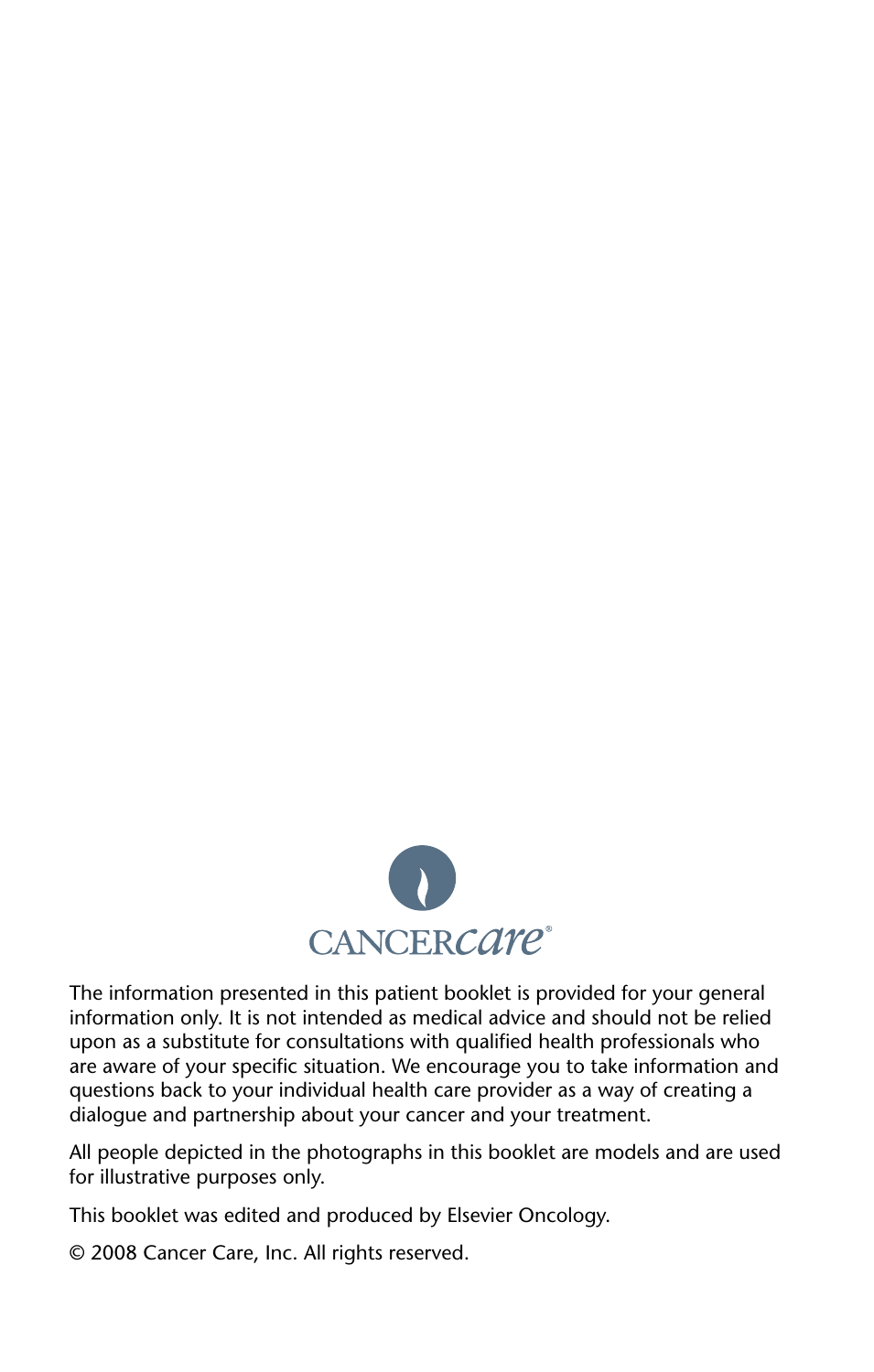CANCERcare®

The information presented in this patient booklet is provided for your general information only. It is not intended as medical advice and should not be relied upon as a substitute for consultations with qualified health professionals who are aware of your specific situation. We encourage you to take information and questions back to your individual health care provider as a way of creating a dialogue and partnership about your cancer and your treatment.

All people depicted in the photographs in this booklet are models and are used for illustrative purposes only.

This booklet was edited and produced by Elsevier Oncology.

© 2008 Cancer Care, Inc. All rights reserved.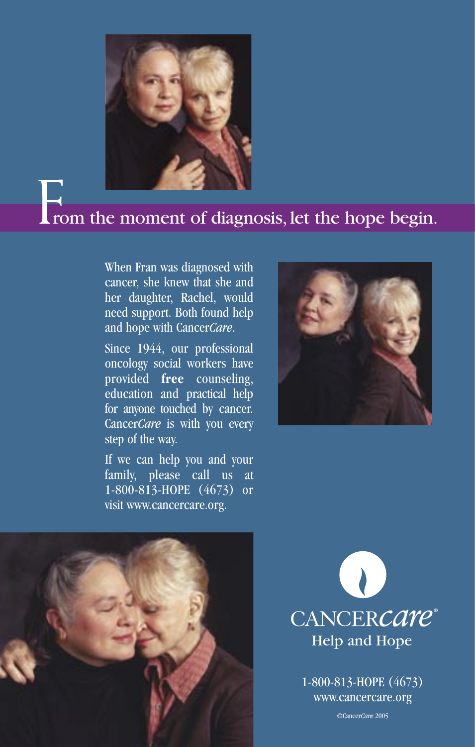# From the moment of diagnosis, let the hope begin.

When Fran was diagnosed with cancer, she knew that she and her daughter, Rachel, would need support. Both found help and hope with Cancer*Care*.

Since 1944, our professional oncology social workers have provided **free** counseling, education and practical help for anyone touched by cancer. Cancer*Care* is with you every step of the way.

If we can help you and your family, please call us at 1-800-813-HOPE (4673) or visit www.cancercare.org.

CANCER*care*®

Help and Hope

1-800-813-HOPE (4673)
www.cancercare.org

©Cancer*Care* 2005